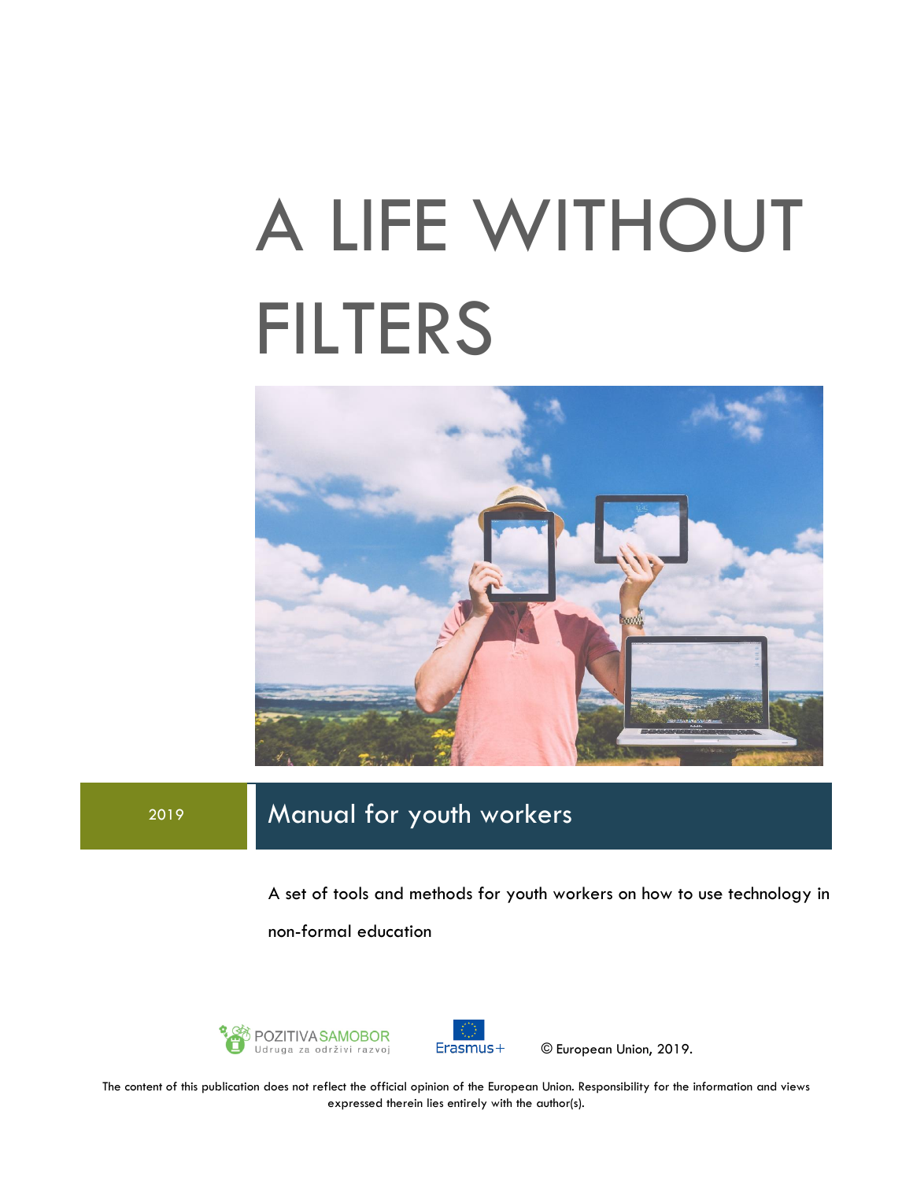# A LIFE WITHOUT FILTERS

2019

## Manual for youth workers

A set of tools and methods for youth workers on how to use technology in non-formal education

POZITIVA SAMOBOR
Udruga za održivi razvoj

Erasmus+

© European Union, 2019.

The content of this publication does not reflect the official opinion of the European Union. Responsibility for the information and views expressed therein lies entirely with the author(s).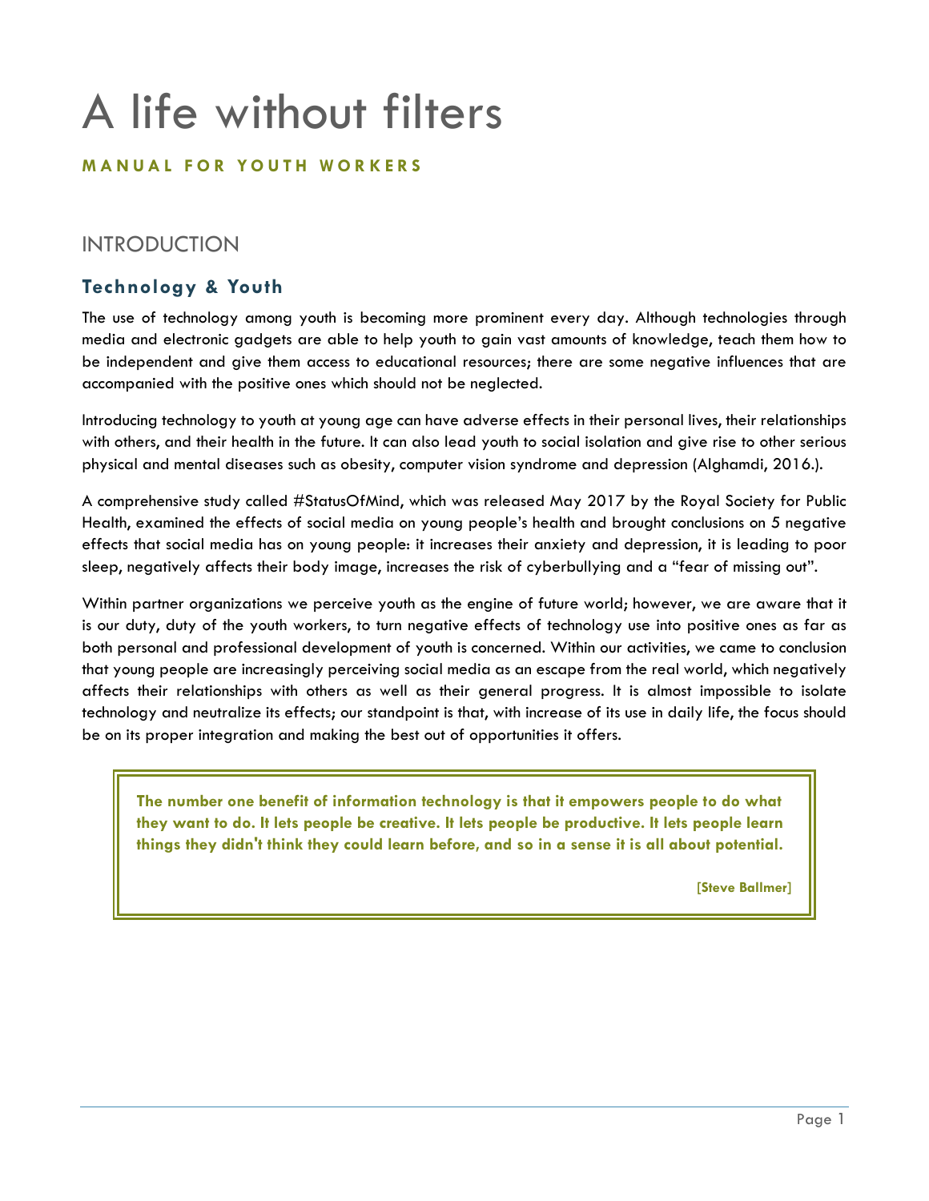# A life without filters

**MANUAL FOR YOUTH WORKERS**

## INTRODUCTION

### Technology & Youth

The use of technology among youth is becoming more prominent every day. Although technologies through media and electronic gadgets are able to help youth to gain vast amounts of knowledge, teach them how to be independent and give them access to educational resources; there are some negative influences that are accompanied with the positive ones which should not be neglected.

Introducing technology to youth at young age can have adverse effects in their personal lives, their relationships with others, and their health in the future. It can also lead youth to social isolation and give rise to other serious physical and mental diseases such as obesity, computer vision syndrome and depression (Alghamdi, 2016.).

A comprehensive study called #StatusOfMind, which was released May 2017 by the Royal Society for Public Health, examined the effects of social media on young people's health and brought conclusions on 5 negative effects that social media has on young people: it increases their anxiety and depression, it is leading to poor sleep, negatively affects their body image, increases the risk of cyberbullying and a "fear of missing out".

Within partner organizations we perceive youth as the engine of future world; however, we are aware that it is our duty, duty of the youth workers, to turn negative effects of technology use into positive ones as far as both personal and professional development of youth is concerned. Within our activities, we came to conclusion that young people are increasingly perceiving social media as an escape from the real world, which negatively affects their relationships with others as well as their general progress. It is almost impossible to isolate technology and neutralize its effects; our standpoint is that, with increase of its use in daily life, the focus should be on its proper integration and making the best out of opportunities it offers.

> **The number one benefit of information technology is that it empowers people to do what they want to do. It lets people be creative. It lets people be productive. It lets people learn things they didn't think they could learn before, and so in a sense it is all about potential.**
>
> **[Steve Ballmer]**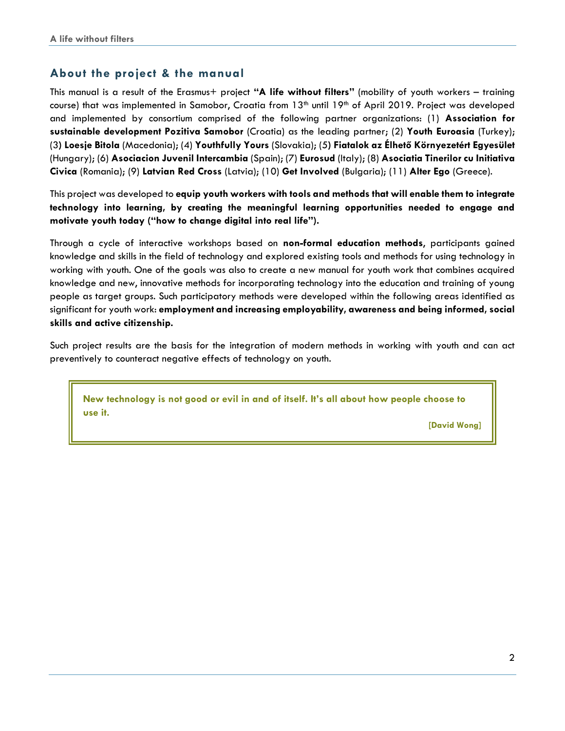## About the project & the manual

This manual is a result of the Erasmus+ project **"A life without filters"** (mobility of youth workers – training course) that was implemented in Samobor, Croatia from 13th until 19th of April 2019. Project was developed and implemented by consortium comprised of the following partner organizations: (1) **Association for sustainable development Pozitiva Samobor** (Croatia) as the leading partner; (2) **Youth Euroasia** (Turkey); (3) **Loesje Bitola** (Macedonia); (4) **Youthfully Yours** (Slovakia); (5) **Fiatalok az Élhető Környezetért Egyesület** (Hungary); (6) **Asociacion Juvenil Intercambia** (Spain); (7) **Eurosud** (Italy); (8) **Asociatia Tinerilor cu Initiativa Civica** (Romania); (9) **Latvian Red Cross** (Latvia); (10) **Get Involved** (Bulgaria); (11) **Alter Ego** (Greece).

This project was developed to **equip youth workers with tools and methods that will enable them to integrate technology into learning, by creating the meaningful learning opportunities needed to engage and motivate youth today ("how to change digital into real life").**

Through a cycle of interactive workshops based on **non-formal education methods,** participants gained knowledge and skills in the field of technology and explored existing tools and methods for using technology in working with youth. One of the goals was also to create a new manual for youth work that combines acquired knowledge and new, innovative methods for incorporating technology into the education and training of young people as target groups. Such participatory methods were developed within the following areas identified as significant for youth work: **employment and increasing employability, awareness and being informed, social skills and active citizenship.**

Such project results are the basis for the integration of modern methods in working with youth and can act preventively to counteract negative effects of technology on youth.

> **New technology is not good or evil in and of itself. It's all about how people choose to use it.**
>
> **[David Wong]**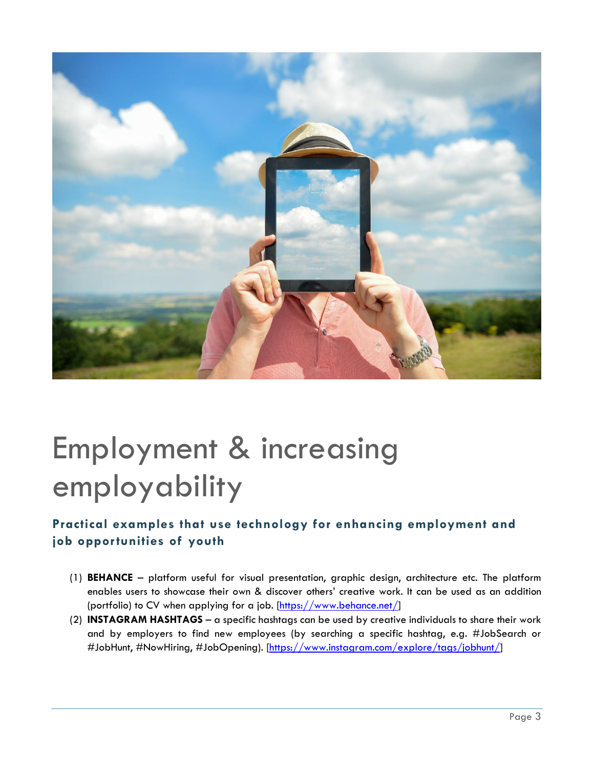# Employment & increasing employability

### Practical examples that use technology for enhancing employment and job opportunities of youth

1. **BEHANCE** – platform useful for visual presentation, graphic design, architecture etc. The platform enables users to showcase their own & discover others' creative work. It can be used as an addition (portfolio) to CV when applying for a job. [https://www.behance.net/]
2. **INSTAGRAM HASHTAGS** – a specific hashtags can be used by creative individuals to share their work and by employers to find new employees (by searching a specific hashtag, e.g. #JobSearch or #JobHunt, #NowHiring, #JobOpening). [https://www.instagram.com/explore/tags/jobhunt/]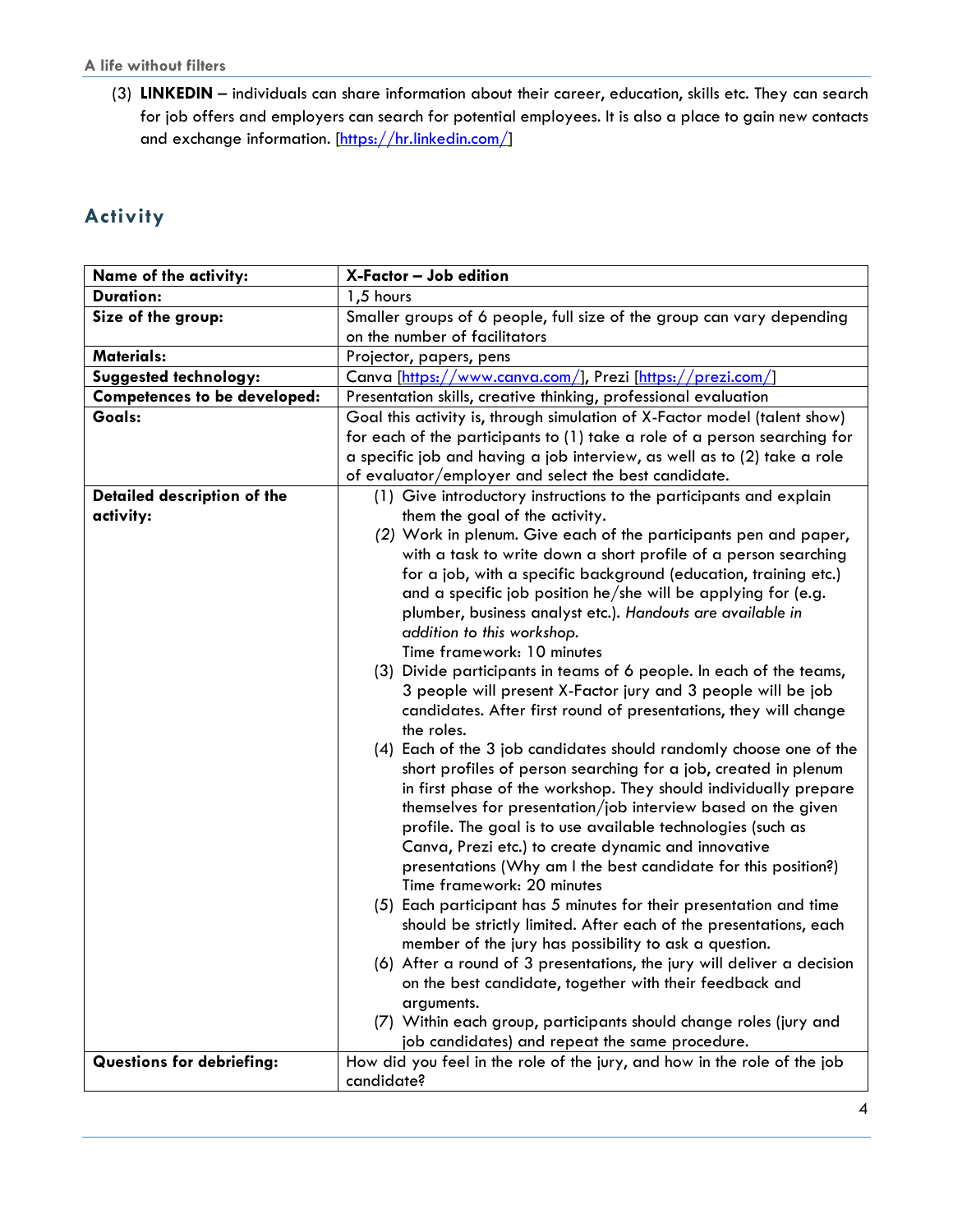(3) **LINKEDIN** – individuals can share information about their career, education, skills etc. They can search for job offers and employers can search for potential employees. It is also a place to gain new contacts and exchange information. [https://hr.linkedin.com/]

## Activity

| **Name of the activity:** | **X-Factor – Job edition** |
|---|---|
| **Duration:** | 1,5 hours |
| **Size of the group:** | Smaller groups of 6 people, full size of the group can vary depending on the number of facilitators |
| **Materials:** | Projector, papers, pens |
| **Suggested technology:** | Canva [https://www.canva.com/], Prezi [https://prezi.com/] |
| **Competences to be developed:** | Presentation skills, creative thinking, professional evaluation |
| **Goals:** | Goal this activity is, through simulation of X-Factor model (talent show) for each of the participants to (1) take a role of a person searching for a specific job and having a job interview, as well as to (2) take a role of evaluator/employer and select the best candidate. |
| **Detailed description of the activity:** | (1) Give introductory instructions to the participants and explain them the goal of the activity.<br>*(2)* Work in plenum. Give each of the participants pen and paper, with a task to write down a short profile of a person searching for a job, with a specific background (education, training etc.) and a specific job position he/she will be applying for (e.g. plumber, business analyst etc.). *Handouts are available in addition to this workshop.*<br>Time framework: 10 minutes<br>(3) Divide participants in teams of 6 people. In each of the teams, 3 people will present X-Factor jury and 3 people will be job candidates. After first round of presentations, they will change the roles.<br>(4) Each of the 3 job candidates should randomly choose one of the short profiles of person searching for a job, created in plenum in first phase of the workshop. They should individually prepare themselves for presentation/job interview based on the given profile. The goal is to use available technologies (such as Canva, Prezi etc.) to create dynamic and innovative presentations (Why am I the best candidate for this position?)<br>Time framework: 20 minutes<br>(5) Each participant has 5 minutes for their presentation and time should be strictly limited. After each of the presentations, each member of the jury has possibility to ask a question.<br>(6) After a round of 3 presentations, the jury will deliver a decision on the best candidate, together with their feedback and arguments.<br>(7) Within each group, participants should change roles (jury and job candidates) and repeat the same procedure. |
| **Questions for debriefing:** | How did you feel in the role of the jury, and how in the role of the job candidate? |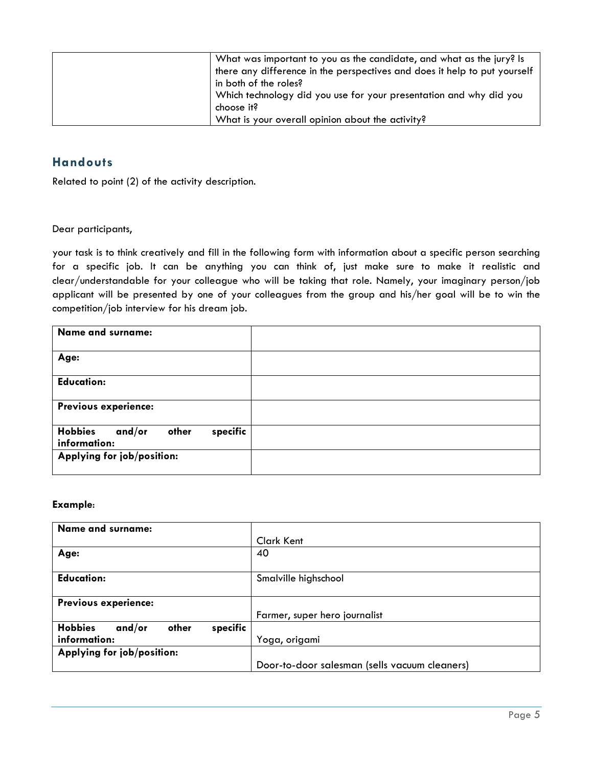| | |
|---|---|
| | What was important to you as the candidate, and what as the jury? Is there any difference in the perspectives and does it help to put yourself in both of the roles?<br>Which technology did you use for your presentation and why did you choose it?<br>What is your overall opinion about the activity? |

## Handouts

Related to point (2) of the activity description.

Dear participants,

your task is to think creatively and fill in the following form with information about a specific person searching for a specific job. It can be anything you can think of, just make sure to make it realistic and clear/understandable for your colleague who will be taking that role. Namely, your imaginary person/job applicant will be presented by one of your colleagues from the group and his/her goal will be to win the competition/job interview for his dream job.

| | |
|---|---|
| **Name and surname:** | |
| **Age:** | |
| **Education:** | |
| **Previous experience:** | |
| **Hobbies and/or other specific information:** | |
| **Applying for job/position:** | |

**Example**:

| | |
|---|---|
| **Name and surname:** | Clark Kent |
| **Age:** | 40 |
| **Education:** | Smalville highschool |
| **Previous experience:** | Farmer, super hero journalist |
| **Hobbies and/or other specific information:** | Yoga, origami |
| **Applying for job/position:** | Door-to-door salesman (sells vacuum cleaners) |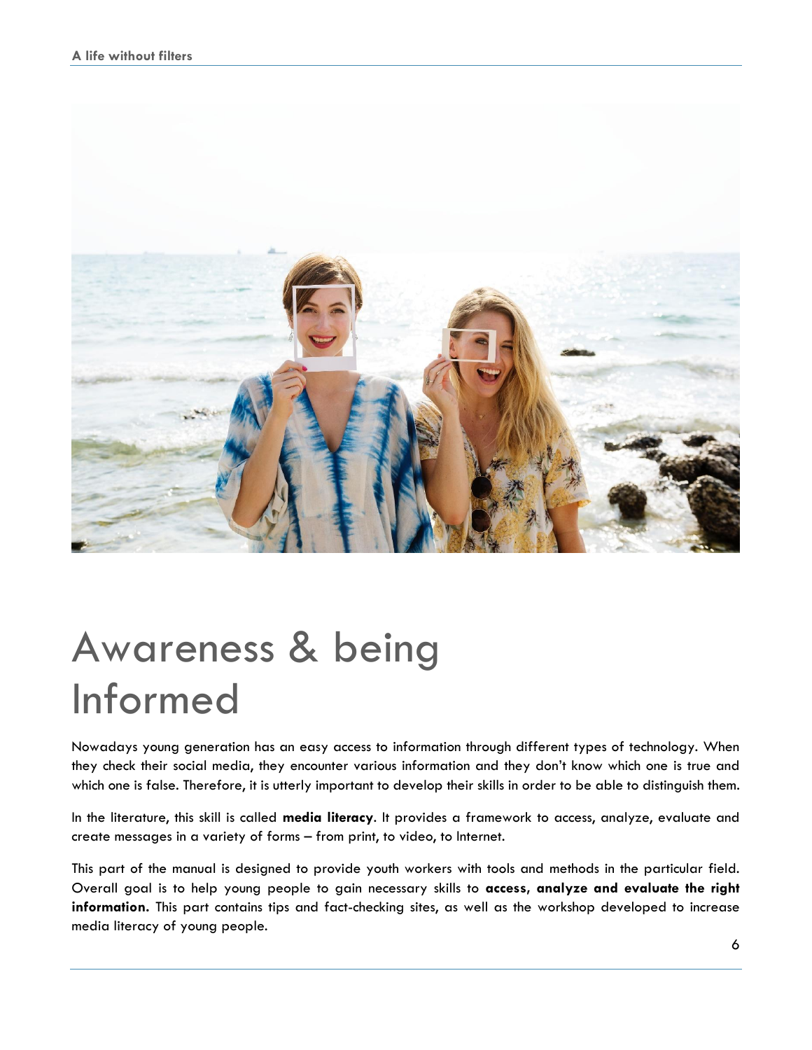# Awareness & being Informed

Nowadays young generation has an easy access to information through different types of technology. When they check their social media, they encounter various information and they don't know which one is true and which one is false. Therefore, it is utterly important to develop their skills in order to be able to distinguish them.

In the literature, this skill is called **media literacy**. It provides a framework to access, analyze, evaluate and create messages in a variety of forms – from print, to video, to Internet.

This part of the manual is designed to provide youth workers with tools and methods in the particular field. Overall goal is to help young people to gain necessary skills to **access, analyze and evaluate the right information.** This part contains tips and fact-checking sites, as well as the workshop developed to increase media literacy of young people.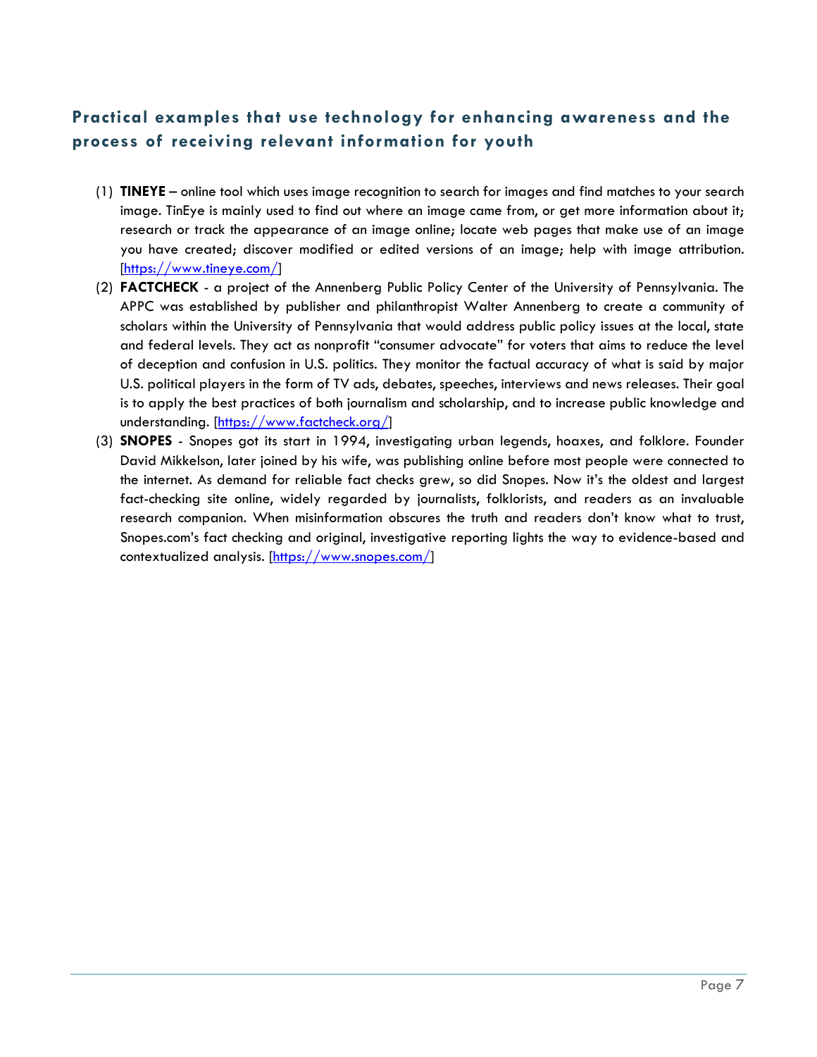## Practical examples that use technology for enhancing awareness and the process of receiving relevant information for youth

(1) **TINEYE** – online tool which uses image recognition to search for images and find matches to your search image. TinEye is mainly used to find out where an image came from, or get more information about it; research or track the appearance of an image online; locate web pages that make use of an image you have created; discover modified or edited versions of an image; help with image attribution. [https://www.tineye.com/]

(2) **FACTCHECK** - a project of the Annenberg Public Policy Center of the University of Pennsylvania. The APPC was established by publisher and philanthropist Walter Annenberg to create a community of scholars within the University of Pennsylvania that would address public policy issues at the local, state and federal levels. They act as nonprofit "consumer advocate" for voters that aims to reduce the level of deception and confusion in U.S. politics. They monitor the factual accuracy of what is said by major U.S. political players in the form of TV ads, debates, speeches, interviews and news releases. Their goal is to apply the best practices of both journalism and scholarship, and to increase public knowledge and understanding. [https://www.factcheck.org/]

(3) **SNOPES** - Snopes got its start in 1994, investigating urban legends, hoaxes, and folklore. Founder David Mikkelson, later joined by his wife, was publishing online before most people were connected to the internet. As demand for reliable fact checks grew, so did Snopes. Now it's the oldest and largest fact-checking site online, widely regarded by journalists, folklorists, and readers as an invaluable research companion. When misinformation obscures the truth and readers don't know what to trust, Snopes.com's fact checking and original, investigative reporting lights the way to evidence-based and contextualized analysis. [https://www.snopes.com/]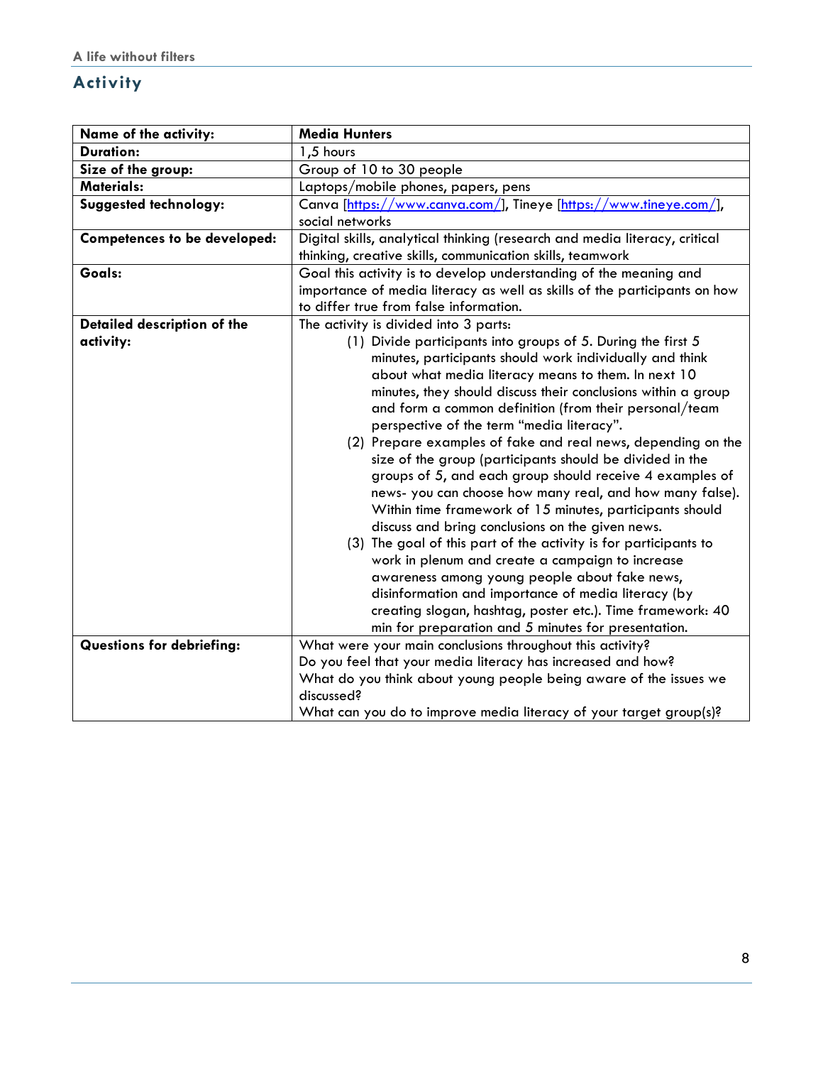## Activity

| Name of the activity: | Media Hunters |
|---|---|
| Duration: | 1,5 hours |
| Size of the group: | Group of 10 to 30 people |
| Materials: | Laptops/mobile phones, papers, pens |
| Suggested technology: | Canva [https://www.canva.com/], Tineye [https://www.tineye.com/], social networks |
| Competences to be developed: | Digital skills, analytical thinking (research and media literacy, critical thinking, creative skills, communication skills, teamwork |
| Goals: | Goal this activity is to develop understanding of the meaning and importance of media literacy as well as skills of the participants on how to differ true from false information. |
| Detailed description of the activity: | The activity is divided into 3 parts:<br>(1) Divide participants into groups of 5. During the first 5 minutes, participants should work individually and think about what media literacy means to them. In next 10 minutes, they should discuss their conclusions within a group and form a common definition (from their personal/team perspective of the term "media literacy".<br>(2) Prepare examples of fake and real news, depending on the size of the group (participants should be divided in the groups of 5, and each group should receive 4 examples of news- you can choose how many real, and how many false). Within time framework of 15 minutes, participants should discuss and bring conclusions on the given news.<br>(3) The goal of this part of the activity is for participants to work in plenum and create a campaign to increase awareness among young people about fake news, disinformation and importance of media literacy (by creating slogan, hashtag, poster etc.). Time framework: 40 min for preparation and 5 minutes for presentation. |
| Questions for debriefing: | What were your main conclusions throughout this activity?<br>Do you feel that your media literacy has increased and how?<br>What do you think about young people being aware of the issues we discussed?<br>What can you do to improve media literacy of your target group(s)? |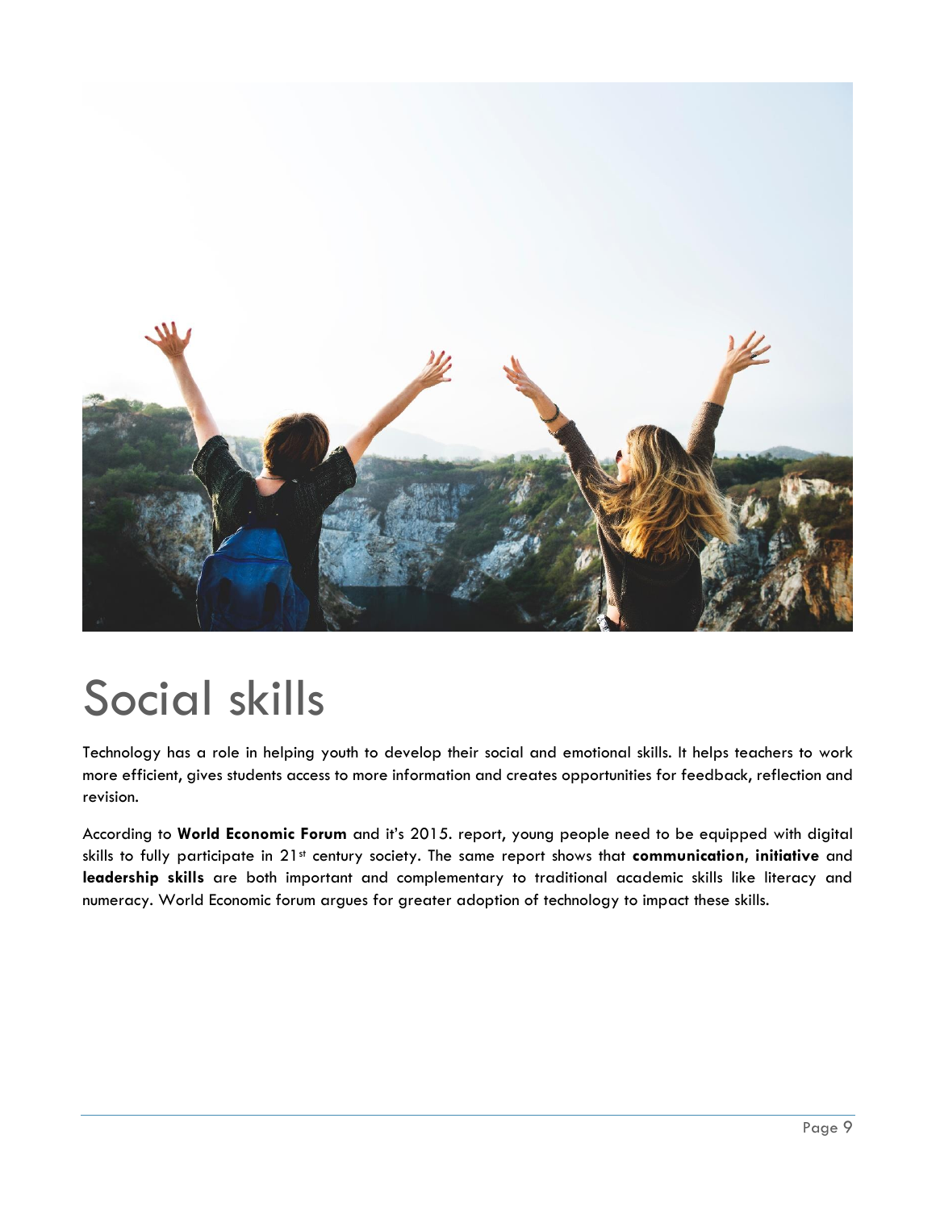# Social skills

Technology has a role in helping youth to develop their social and emotional skills. It helps teachers to work more efficient, gives students access to more information and creates opportunities for feedback, reflection and revision.

According to **World Economic Forum** and it's 2015. report, young people need to be equipped with digital skills to fully participate in 21st century society. The same report shows that **communication, initiative** and **leadership skills** are both important and complementary to traditional academic skills like literacy and numeracy. World Economic forum argues for greater adoption of technology to impact these skills.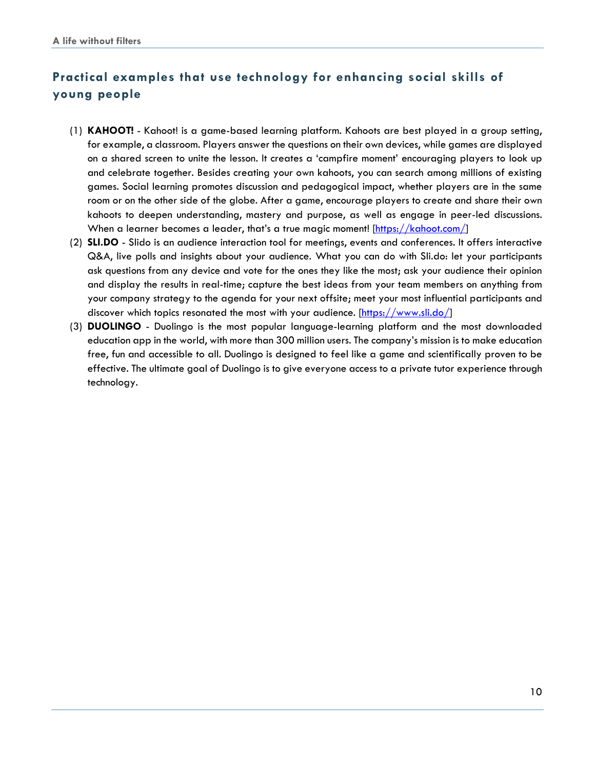## Practical examples that use technology for enhancing social skills of young people

(1) **KAHOOT!** - Kahoot! is a game-based learning platform. Kahoots are best played in a group setting, for example, a classroom. Players answer the questions on their own devices, while games are displayed on a shared screen to unite the lesson. It creates a 'campfire moment' encouraging players to look up and celebrate together. Besides creating your own kahoots, you can search among millions of existing games. Social learning promotes discussion and pedagogical impact, whether players are in the same room or on the other side of the globe. After a game, encourage players to create and share their own kahoots to deepen understanding, mastery and purpose, as well as engage in peer-led discussions. When a learner becomes a leader, that's a true magic moment! [https://kahoot.com/]

(2) **SLI.DO** - Slido is an audience interaction tool for meetings, events and conferences. It offers interactive Q&A, live polls and insights about your audience. What you can do with Sli.do: let your participants ask questions from any device and vote for the ones they like the most; ask your audience their opinion and display the results in real-time; capture the best ideas from your team members on anything from your company strategy to the agenda for your next offsite; meet your most influential participants and discover which topics resonated the most with your audience. [https://www.sli.do/]

(3) **DUOLINGO** - Duolingo is the most popular language-learning platform and the most downloaded education app in the world, with more than 300 million users. The company's mission is to make education free, fun and accessible to all. Duolingo is designed to feel like a game and scientifically proven to be effective. The ultimate goal of Duolingo is to give everyone access to a private tutor experience through technology.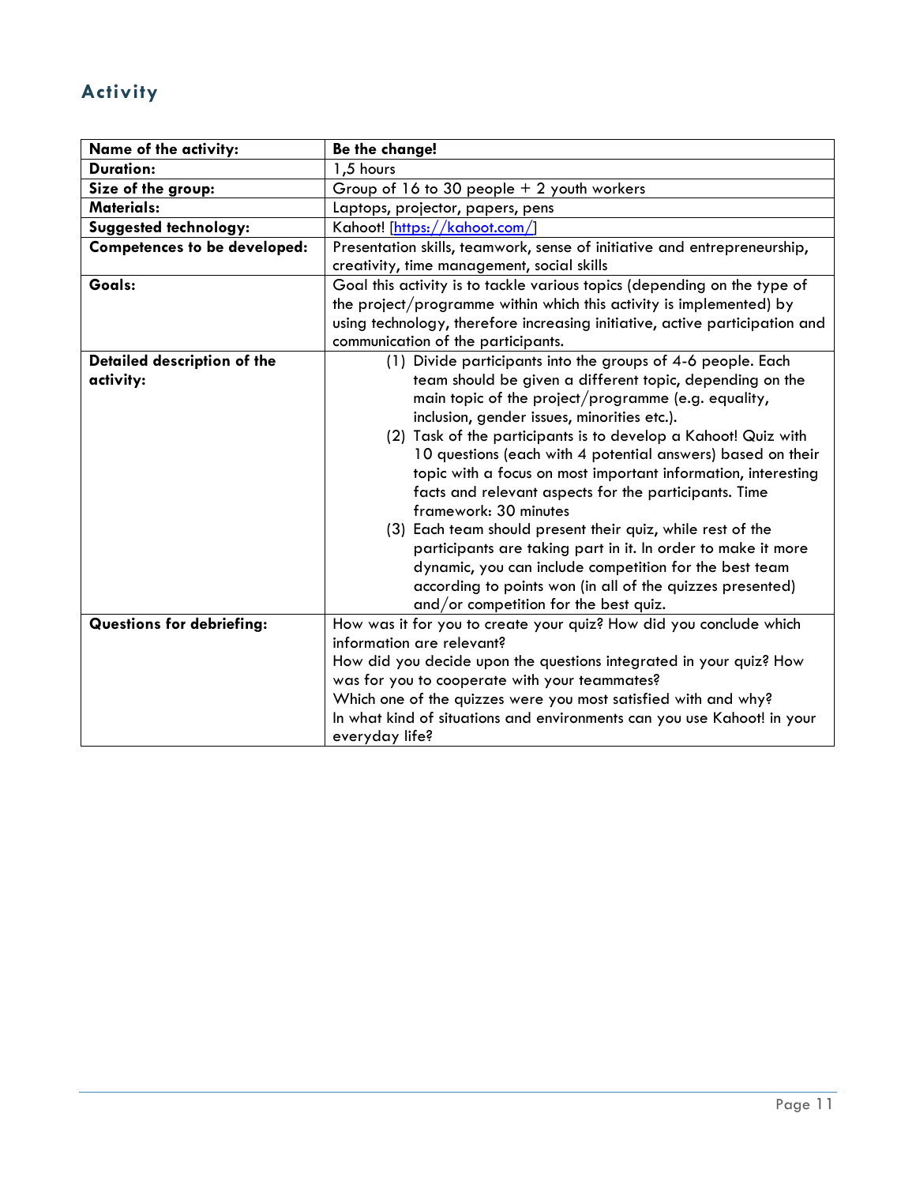## Activity

| Name of the activity: | Be the change! |
|---|---|
| Duration: | 1,5 hours |
| Size of the group: | Group of 16 to 30 people + 2 youth workers |
| Materials: | Laptops, projector, papers, pens |
| Suggested technology: | Kahoot! [https://kahoot.com/] |
| Competences to be developed: | Presentation skills, teamwork, sense of initiative and entrepreneurship, creativity, time management, social skills |
| Goals: | Goal this activity is to tackle various topics (depending on the type of the project/programme within which this activity is implemented) by using technology, therefore increasing initiative, active participation and communication of the participants. |
| Detailed description of the activity: | (1) Divide participants into the groups of 4-6 people. Each team should be given a different topic, depending on the main topic of the project/programme (e.g. equality, inclusion, gender issues, minorities etc.).<br>(2) Task of the participants is to develop a Kahoot! Quiz with 10 questions (each with 4 potential answers) based on their topic with a focus on most important information, interesting facts and relevant aspects for the participants. Time framework: 30 minutes<br>(3) Each team should present their quiz, while rest of the participants are taking part in it. In order to make it more dynamic, you can include competition for the best team according to points won (in all of the quizzes presented) and/or competition for the best quiz. |
| Questions for debriefing: | How was it for you to create your quiz? How did you conclude which information are relevant?<br>How did you decide upon the questions integrated in your quiz? How was for you to cooperate with your teammates?<br>Which one of the quizzes were you most satisfied with and why?<br>In what kind of situations and environments can you use Kahoot! in your everyday life? |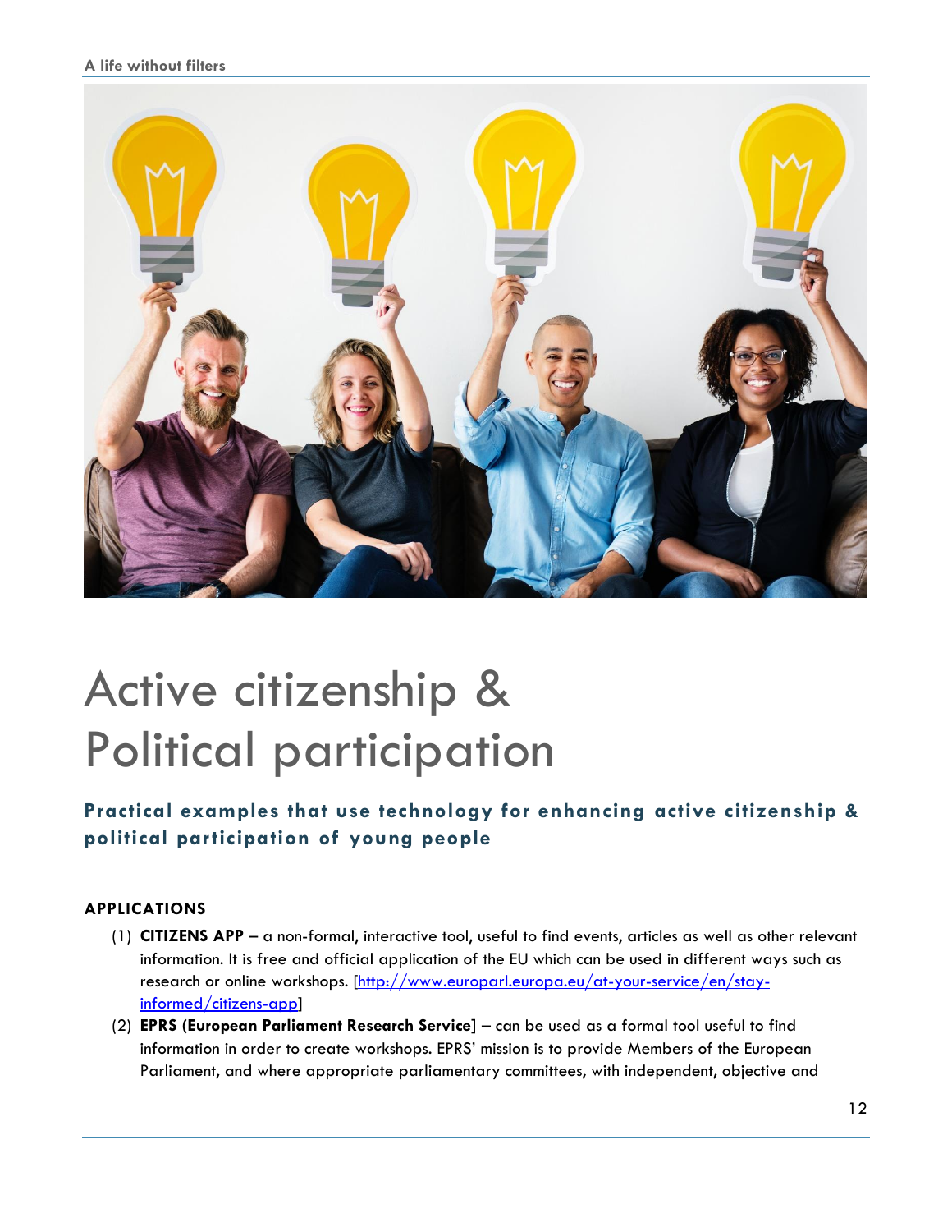# Active citizenship & Political participation

## Practical examples that use technology for enhancing active citizenship & political participation of young people

**APPLICATIONS**

(1) **CITIZENS APP** – a non-formal, interactive tool, useful to find events, articles as well as other relevant information. It is free and official application of the EU which can be used in different ways such as research or online workshops. [http://www.europarl.europa.eu/at-your-service/en/stay-informed/citizens-app]

(2) **EPRS (European Parliament Research Service**] – can be used as a formal tool useful to find information in order to create workshops. EPRS' mission is to provide Members of the European Parliament, and where appropriate parliamentary committees, with independent, objective and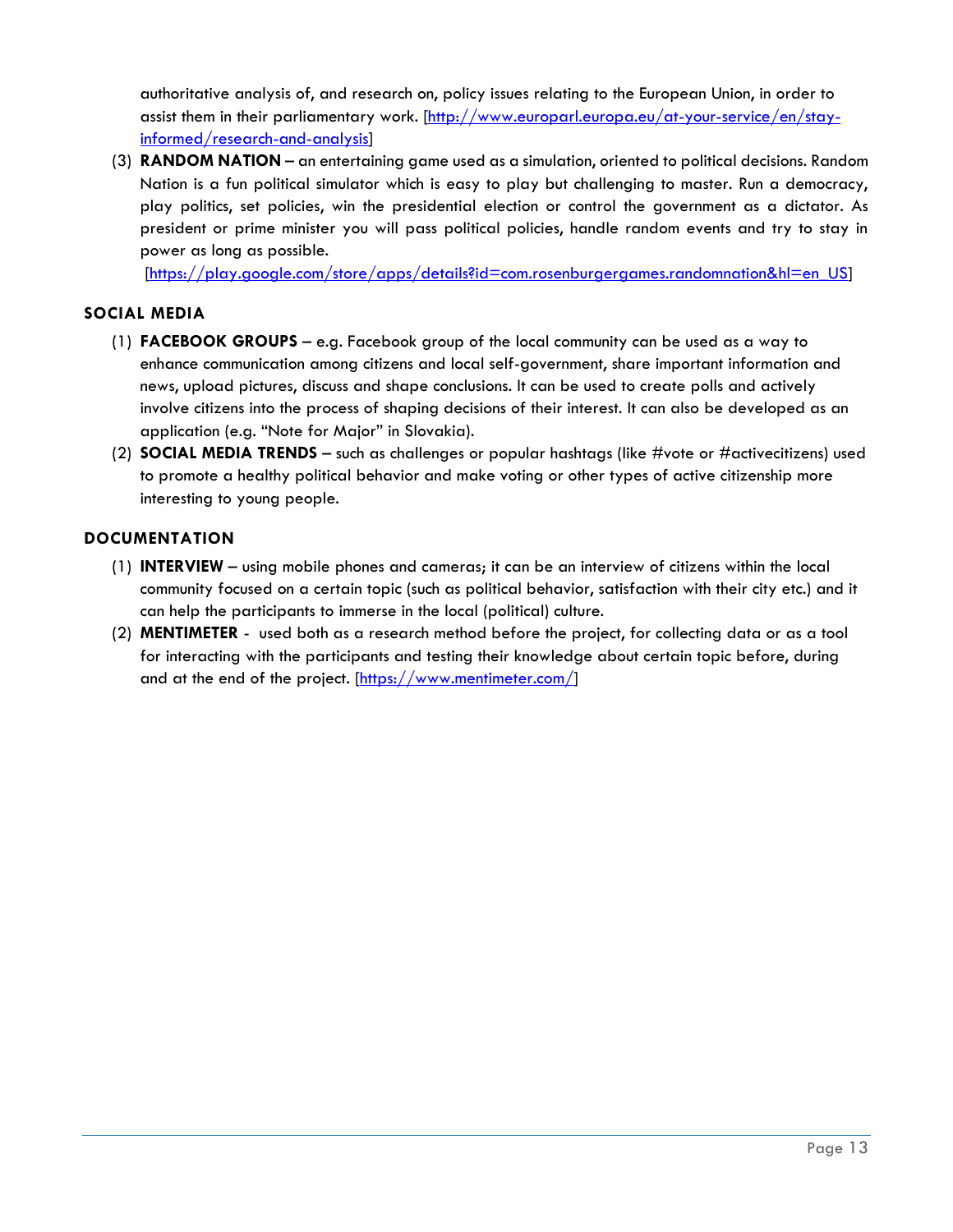authoritative analysis of, and research on, policy issues relating to the European Union, in order to assist them in their parliamentary work. [http://www.europarl.europa.eu/at-your-service/en/stay-informed/research-and-analysis]

(3) **RANDOM NATION –** an entertaining game used as a simulation, oriented to political decisions. Random Nation is a fun political simulator which is easy to play but challenging to master. Run a democracy, play politics, set policies, win the presidential election or control the government as a dictator. As president or prime minister you will pass political policies, handle random events and try to stay in power as long as possible. [https://play.google.com/store/apps/details?id=com.rosenburgergames.randomnation&hl=en_US]

## SOCIAL MEDIA

(1) **FACEBOOK GROUPS –** e.g. Facebook group of the local community can be used as a way to enhance communication among citizens and local self-government, share important information and news, upload pictures, discuss and shape conclusions. It can be used to create polls and actively involve citizens into the process of shaping decisions of their interest. It can also be developed as an application (e.g. "Note for Major" in Slovakia).

(2) **SOCIAL MEDIA TRENDS –** such as challenges or popular hashtags (like #vote or #activecitizens) used to promote a healthy political behavior and make voting or other types of active citizenship more interesting to young people.

## DOCUMENTATION

(1) **INTERVIEW –** using mobile phones and cameras; it can be an interview of citizens within the local community focused on a certain topic (such as political behavior, satisfaction with their city etc.) and it can help the participants to immerse in the local (political) culture.

(2) **MENTIMETER** - used both as a research method before the project, for collecting data or as a tool for interacting with the participants and testing their knowledge about certain topic before, during and at the end of the project. [https://www.mentimeter.com/]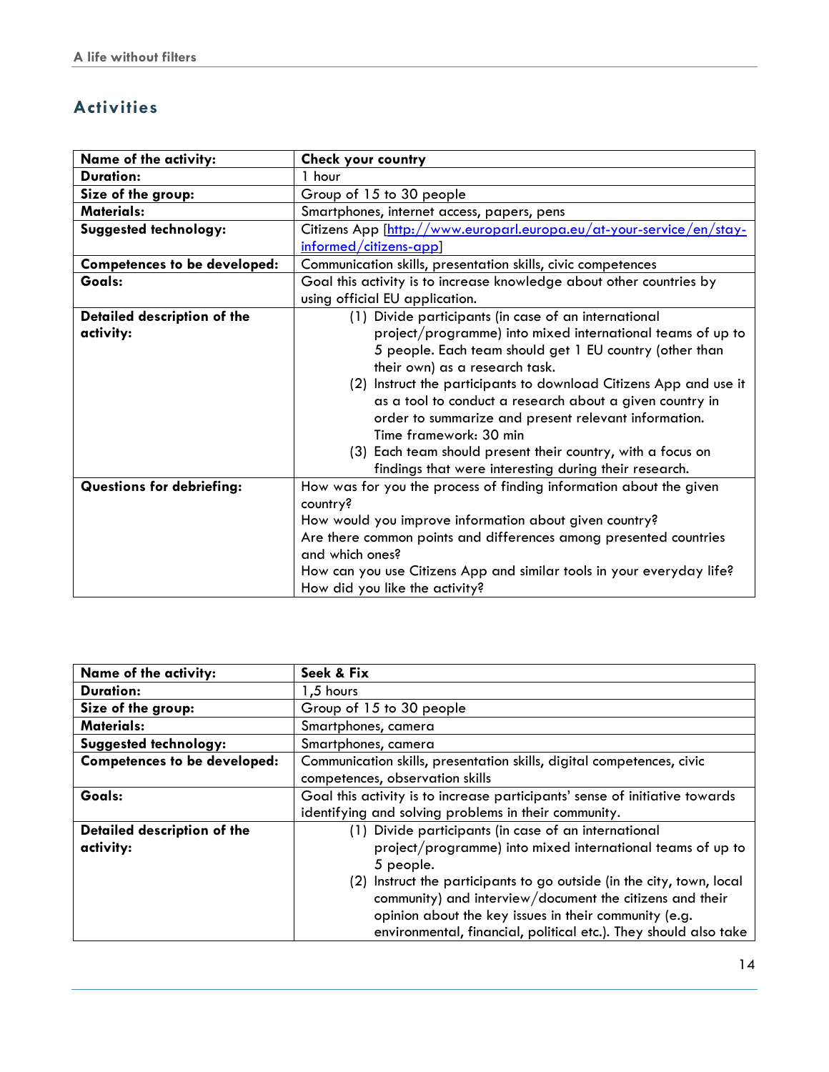## Activities

| Name of the activity: | Check your country |
|---|---|
| Duration: | 1 hour |
| Size of the group: | Group of 15 to 30 people |
| Materials: | Smartphones, internet access, papers, pens |
| Suggested technology: | Citizens App [http://www.europarl.europa.eu/at-your-service/en/stay-informed/citizens-app] |
| Competences to be developed: | Communication skills, presentation skills, civic competences |
| Goals: | Goal this activity is to increase knowledge about other countries by using official EU application. |
| Detailed description of the activity: | (1) Divide participants (in case of an international project/programme) into mixed international teams of up to 5 people. Each team should get 1 EU country (other than their own) as a research task.<br>(2) Instruct the participants to download Citizens App and use it as a tool to conduct a research about a given country in order to summarize and present relevant information. Time framework: 30 min<br>(3) Each team should present their country, with a focus on findings that were interesting during their research. |
| Questions for debriefing: | How was for you the process of finding information about the given country?<br>How would you improve information about given country?<br>Are there common points and differences among presented countries and which ones?<br>How can you use Citizens App and similar tools in your everyday life?<br>How did you like the activity? |

| Name of the activity: | Seek & Fix |
|---|---|
| Duration: | 1,5 hours |
| Size of the group: | Group of 15 to 30 people |
| Materials: | Smartphones, camera |
| Suggested technology: | Smartphones, camera |
| Competences to be developed: | Communication skills, presentation skills, digital competences, civic competences, observation skills |
| Goals: | Goal this activity is to increase participants' sense of initiative towards identifying and solving problems in their community. |
| Detailed description of the activity: | (1) Divide participants (in case of an international project/programme) into mixed international teams of up to 5 people.<br>(2) Instruct the participants to go outside (in the city, town, local community) and interview/document the citizens and their opinion about the key issues in their community (e.g. environmental, financial, political etc.). They should also take |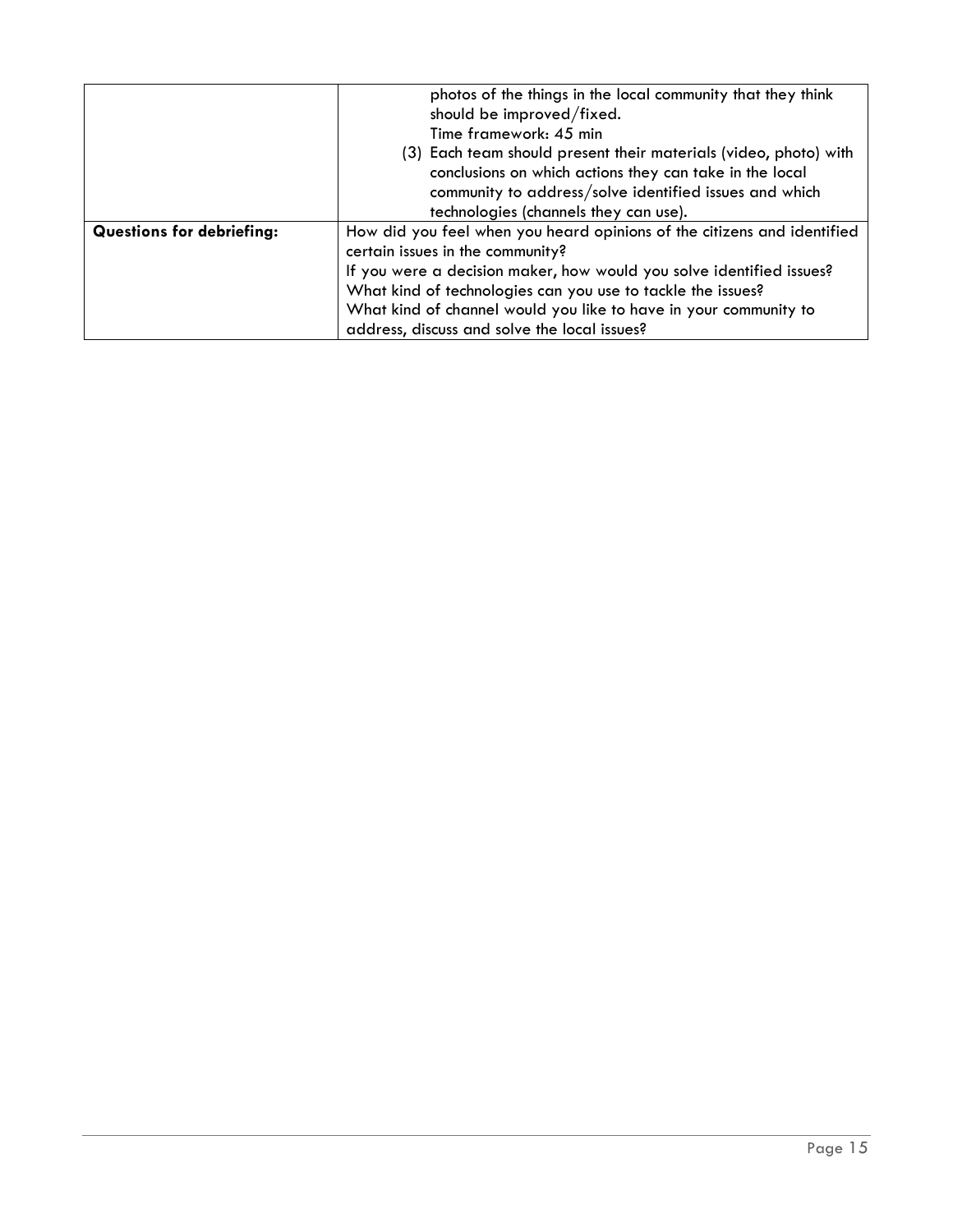| | |
|---|---|
| | photos of the things in the local community that they think should be improved/fixed.<br>Time framework: 45 min<br>(3) Each team should present their materials (video, photo) with conclusions on which actions they can take in the local community to address/solve identified issues and which technologies (channels they can use). |
| **Questions for debriefing:** | How did you feel when you heard opinions of the citizens and identified certain issues in the community?<br>If you were a decision maker, how would you solve identified issues?<br>What kind of technologies can you use to tackle the issues?<br>What kind of channel would you like to have in your community to address, discuss and solve the local issues? |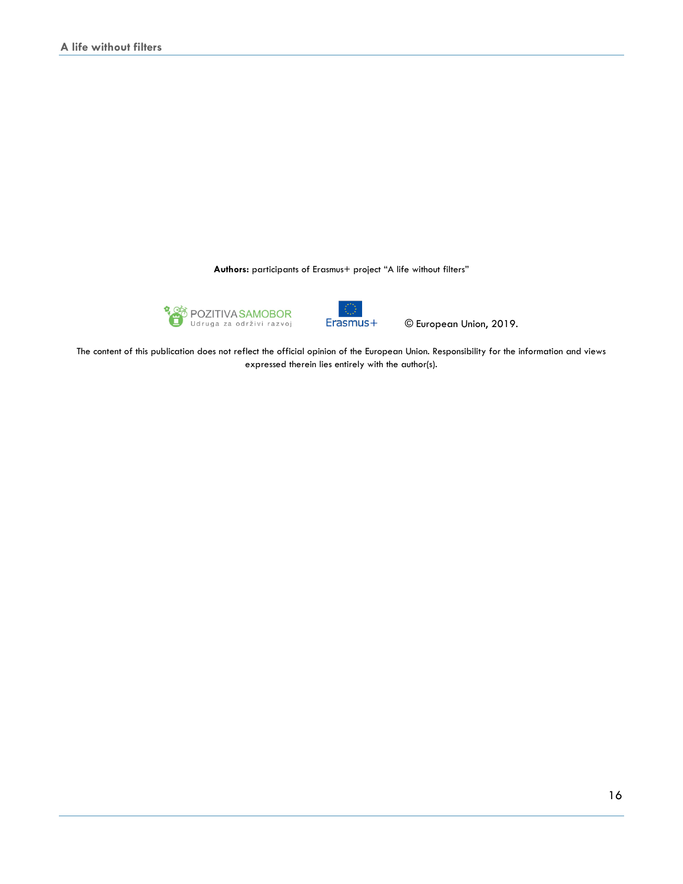**Authors:** participants of Erasmus+ project "A life without filters"

POZITIVA SAMOBOR
Udruga za održivi razvoj

Erasmus+

© European Union, 2019.

The content of this publication does not reflect the official opinion of the European Union. Responsibility for the information and views expressed therein lies entirely with the author(s).